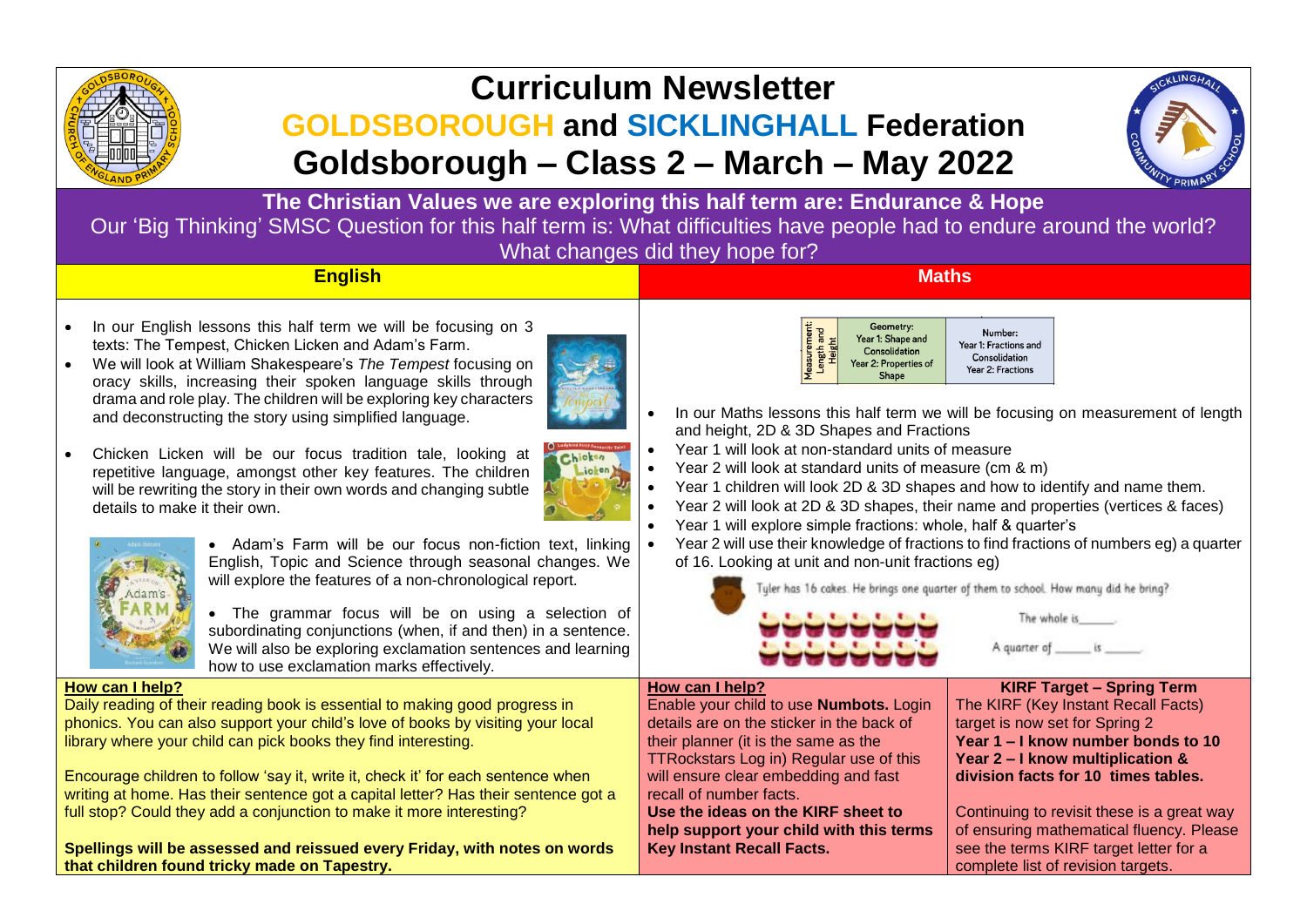# Curriculum Newsletter

## GOLDSBOROUGH and SICKLINGHALL Federation

## Goldsborough – Class 2 – March – May 2022

**The Christian Values we are exploring this half term are: Endurance & Hope**

Our 'Big Thinking' SMSC Question for this half term is: What difficulties have people had to endure around the world? What changes did they hope for?

### English

- In our English lessons this half term we will be focusing on 3 texts: The Tempest, Chicken Licken and Adam's Farm.
- We will look at William Shakespeare's *The Tempest* focusing on oracy skills, increasing their spoken language skills through drama and role play. The children will be exploring key characters and deconstructing the story using simplified language.
- Chicken Licken will be our focus tradition tale, looking at repetitive language, amongst other key features. The children will be rewriting the story in their own words and changing subtle details to make it their own.
- Adam's Farm will be our focus non-fiction text, linking English, Topic and Science through seasonal changes. We will explore the features of a non-chronological report.
- The grammar focus will be on using a selection of subordinating conjunctions (when, if and then) in a sentence. We will also be exploring exclamation sentences and learning how to use exclamation marks effectively.

**How can I help?**

Daily reading of their reading book is essential to making good progress in phonics. You can also support your child's love of books by visiting your local library where your child can pick books they find interesting.

Encourage children to follow 'say it, write it, check it' for each sentence when writing at home. Has their sentence got a capital letter? Has their sentence got a full stop? Could they add a conjunction to make it more interesting?

**Spellings will be assessed and reissued every Friday, with notes on words that children found tricky made on Tapestry.**

### Maths

| Measurement: Length and Height | Geometry: Year 1: Shape and Consolidation Year 2: Properties of Shape | Number: Year 1: Fractions and Consolidation Year 2: Fractions |
|---|---|---|

- In our Maths lessons this half term we will be focusing on measurement of length and height, 2D & 3D Shapes and Fractions
- Year 1 will look at non-standard units of measure
- Year 2 will look at standard units of measure (cm & m)
- Year 1 children will look 2D & 3D shapes and how to identify and name them.
- Year 2 will look at 2D & 3D shapes, their name and properties (vertices & faces)
- Year 1 will explore simple fractions: whole, half & quarter's
- Year 2 will use their knowledge of fractions to find fractions of numbers eg) a quarter of 16. Looking at unit and non-unit fractions eg)

Tyler has 16 cakes. He brings one quarter of them to school. How many did he bring?

The whole is______.

A quarter of ______ is ______.

**How can I help?**

Enable your child to use **Numbots.** Login details are on the sticker in the back of their planner (it is the same as the TTRockstars Log in) Regular use of this will ensure clear embedding and fast recall of number facts.

**Use the ideas on the KIRF sheet to help support your child with this terms Key Instant Recall Facts.**

**KIRF Target – Spring Term**

The KIRF (Key Instant Recall Facts) target is now set for Spring 2

**Year 1 – I know number bonds to 10**

**Year 2 – I know multiplication & division facts for 10 times tables.**

Continuing to revisit these is a great way of ensuring mathematical fluency. Please see the terms KIRF target letter for a complete list of revision targets.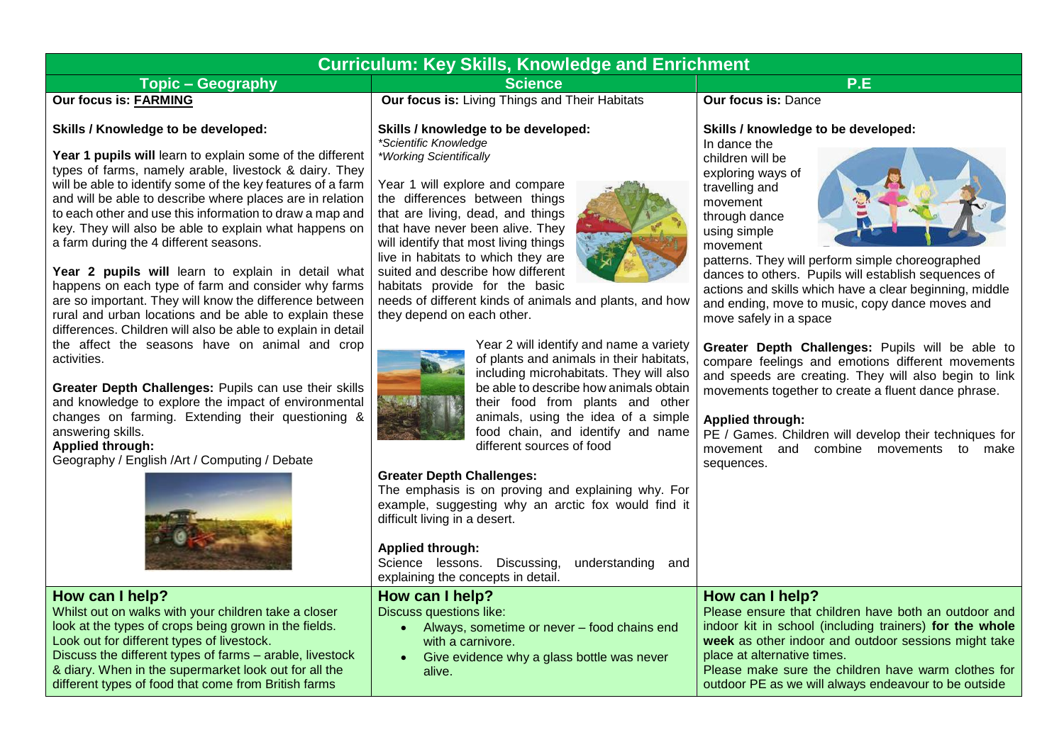# Curriculum: Key Skills, Knowledge and Enrichment

## Topic – Geography

**Our focus is: FARMING**

**Skills / Knowledge to be developed:**

**Year 1 pupils will** learn to explain some of the different types of farms, namely arable, livestock & dairy. They will be able to identify some of the key features of a farm and will be able to describe where places are in relation to each other and use this information to draw a map and key. They will also be able to explain what happens on a farm during the 4 different seasons.

**Year 2 pupils will** learn to explain in detail what happens on each type of farm and consider why farms are so important. They will know the difference between rural and urban locations and be able to explain these differences. Children will also be able to explain in detail the affect the seasons have on animal and crop activities.

**Greater Depth Challenges:** Pupils can use their skills and knowledge to explore the impact of environmental changes on farming. Extending their questioning & answering skills.

**Applied through:**
Geography / English /Art / Computing / Debate

### How can I help?

Whilst out on walks with your children take a closer look at the types of crops being grown in the fields. Look out for different types of livestock.
Discuss the different types of farms – arable, livestock & diary. When in the supermarket look out for all the different types of food that come from British farms

## Science

**Our focus is:** Living Things and Their Habitats

**Skills / knowledge to be developed:**
*\*Scientific Knowledge*
*\*Working Scientifically*

Year 1 will explore and compare the differences between things that are living, dead, and things that have never been alive. They will identify that most living things live in habitats to which they are suited and describe how different habitats provide for the basic needs of different kinds of animals and plants, and how they depend on each other.

Year 2 will identify and name a variety of plants and animals in their habitats, including microhabitats. They will also be able to describe how animals obtain their food from plants and other animals, using the idea of a simple food chain, and identify and name different sources of food

**Greater Depth Challenges:**
The emphasis is on proving and explaining why. For example, suggesting why an arctic fox would find it difficult living in a desert.

**Applied through:**
Science lessons. Discussing, understanding and explaining the concepts in detail.

### How can I help?

Discuss questions like:

- Always, sometime or never – food chains end with a carnivore.
- Give evidence why a glass bottle was never alive.

## P.E

**Our focus is:** Dance

**Skills / knowledge to be developed:**
In dance the children will be exploring ways of travelling and movement through dance using simple movement patterns. They will perform simple choreographed dances to others. Pupils will establish sequences of actions and skills which have a clear beginning, middle and ending, move to music, copy dance moves and move safely in a space

**Greater Depth Challenges:** Pupils will be able to compare feelings and emotions different movements and speeds are creating. They will also begin to link movements together to create a fluent dance phrase.

**Applied through:**
PE / Games. Children will develop their techniques for movement and combine movements to make sequences.

### How can I help?

Please ensure that children have both an outdoor and indoor kit in school (including trainers) **for the whole week** as other indoor and outdoor sessions might take place at alternative times.
Please make sure the children have warm clothes for outdoor PE as we will always endeavour to be outside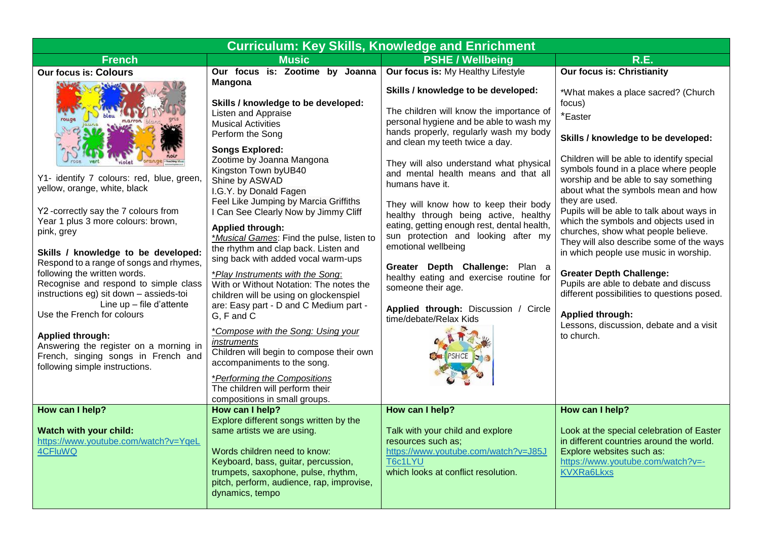# Curriculum: Key Skills, Knowledge and Enrichment

| French | Music | PSHE / Wellbeing | R.E. |
|---|---|---|---|
| **Our focus is: Colours**<br><br>Y1- identify 7 colours: red, blue, green, yellow, orange, white, black<br><br>Y2 -correctly say the 7 colours from Year 1 plus 3 more colours: brown, pink, grey<br><br>**Skills / knowledge to be developed:**<br>Respond to a range of songs and rhymes, following the written words.<br>Recognise and respond to simple class instructions eg) sit down – assieds-toi<br>Line up – file d'attente<br>Use the French for colours<br><br>**Applied through:**<br>Answering the register on a morning in French, singing songs in French and following simple instructions. | **Our focus is: Zootime by Joanna Mangona**<br><br>**Skills / knowledge to be developed:**<br>Listen and Appraise<br>Musical Activities<br>Perform the Song<br><br>**Songs Explored:**<br>Zootime by Joanna Mangona<br>Kingston Town byUB40<br>Shine by ASWAD<br>I.G.Y. by Donald Fagen<br>Feel Like Jumping by Marcia Griffiths<br>I Can See Clearly Now by Jimmy Cliff<br><br>**Applied through:**<br>**_Musical Games_*: Find the pulse, listen to the rhythm and clap back. Listen and sing back with added vocal warm-ups<br><br>*_Play Instruments with the Song_:<br>With or Without Notation: The notes the children will be using on glockenspiel are: Easy part - D and C Medium part - G, F and C<br><br>*_Compose with the Song: Using your instruments_<br>Children will begin to compose their own accompaniments to the song.<br><br>*_Performing the Compositions_<br>The children will perform their compositions in small groups. | **Our focus is:** My Healthy Lifestyle<br><br>**Skills / knowledge to be developed:**<br><br>The children will know the importance of personal hygiene and be able to wash my hands properly, regularly wash my body and clean my teeth twice a day.<br><br>They will also understand what physical and mental health means and that all humans have it.<br><br>They will know how to keep their body healthy through being active, healthy eating, getting enough rest, dental health, sun protection and looking after my emotional wellbeing<br><br>**Greater Depth Challenge:** Plan a healthy eating and exercise routine for someone their age.<br><br>**Applied through:** Discussion / Circle time/debate/Relax Kids | **Our focus is: Christianity**<br><br>*What makes a place sacred? (Church focus)<br>*Easter<br><br>**Skills / knowledge to be developed:**<br><br>Children will be able to identify special symbols found in a place where people worship and be able to say something about what the symbols mean and how they are used.<br>Pupils will be able to talk about ways in which the symbols and objects used in churches, show what people believe.<br>They will also describe some of the ways in which people use music in worship.<br><br>**Greater Depth Challenge:**<br>Pupils are able to debate and discuss different possibilities to questions posed.<br><br>**Applied through:**<br>Lessons, discussion, debate and a visit to church. |
| **How can I help?**<br><br>**Watch with your child:**<br>https://www.youtube.com/watch?v=YqeL4CFluWQ | **How can I help?**<br>Explore different songs written by the same artists we are using.<br><br>Words children need to know:<br>Keyboard, bass, guitar, percussion, trumpets, saxophone, pulse, rhythm, pitch, perform, audience, rap, improvise, dynamics, tempo | **How can I help?**<br><br>Talk with your child and explore resources such as;<br>https://www.youtube.com/watch?v=J85JT6c1LYU<br>which looks at conflict resolution. | **How can I help?**<br><br>Look at the special celebration of Easter in different countries around the world.<br>Explore websites such as:<br>https://www.youtube.com/watch?v=-KVXRa6Lkxs |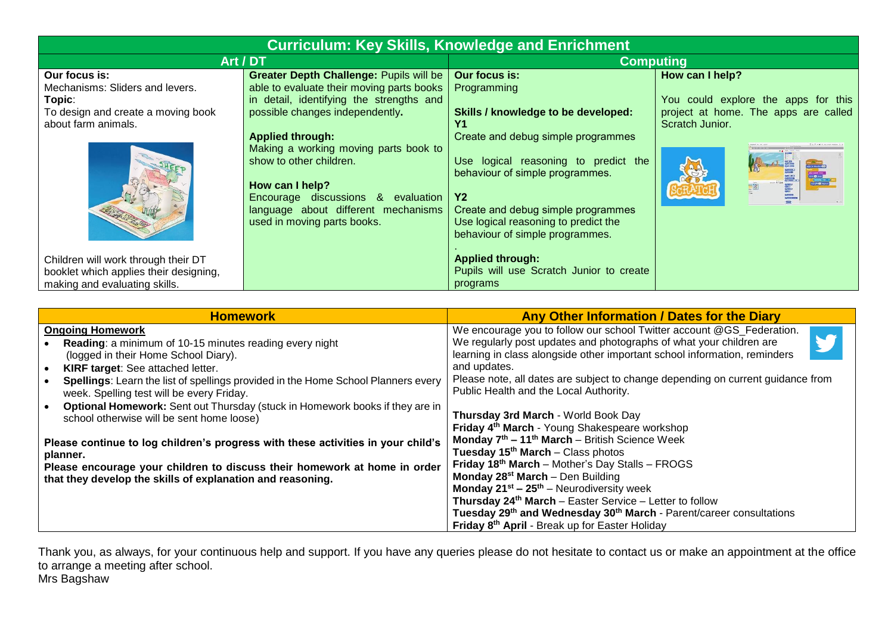## Curriculum: Key Skills, Knowledge and Enrichment

| Art / DT | | Computing | |
|---|---|---|---|
| **Our focus is:** Mechanisms: Sliders and levers. **Topic**: To design and create a moving book about farm animals. Children will work through their DT booklet which applies their designing, making and evaluating skills. | **Greater Depth Challenge:** Pupils will be able to evaluate their moving parts books in detail, identifying the strengths and possible changes independently. **Applied through:** Making a working moving parts book to show to other children. **How can I help?** Encourage discussions & evaluation language about different mechanisms used in moving parts books. | **Our focus is:** Programming **Skills / knowledge to be developed:** **Y1** Create and debug simple programmes. Use logical reasoning to predict the behaviour of simple programmes. **Y2** Create and debug simple programmes. Use logical reasoning to predict the behaviour of simple programmes. **Applied through:** Pupils will use Scratch Junior to create programs | **How can I help?** You could explore the apps for this project at home. The apps are called Scratch Junior. |

## Homework

**Ongoing Homework**

- **Reading**: a minimum of 10-15 minutes reading every night (logged in their Home School Diary).
- **KIRF target**: See attached letter.
- **Spellings**: Learn the list of spellings provided in the Home School Planners every week. Spelling test will be every Friday.
- **Optional Homework:** Sent out Thursday (stuck in Homework books if they are in school otherwise will be sent home loose)

**Please continue to log children's progress with these activities in your child's planner.**

**Please encourage your children to discuss their homework at home in order that they develop the skills of explanation and reasoning.**

## Any Other Information / Dates for the Diary

We encourage you to follow our school Twitter account @GS_Federation. We regularly post updates and photographs of what your children are learning in class alongside other important school information, reminders and updates.

Please note, all dates are subject to change depending on current guidance from Public Health and the Local Authority.

**Thursday 3rd March** - World Book Day
**Friday 4th March** - Young Shakespeare workshop
**Monday 7th – 11th March** – British Science Week
**Tuesday 15th March** – Class photos
**Friday 18th March** – Mother's Day Stalls – FROGS
**Monday 28st March** – Den Building
**Monday 21st – 25th** – Neurodiversity week
**Thursday 24th March** – Easter Service – Letter to follow
**Tuesday 29th and Wednesday 30th March** - Parent/career consultations
**Friday 8th April** - Break up for Easter Holiday

Thank you, as always, for your continuous help and support. If you have any queries please do not hesitate to contact us or make an appointment at the office to arrange a meeting after school.

Mrs Bagshaw